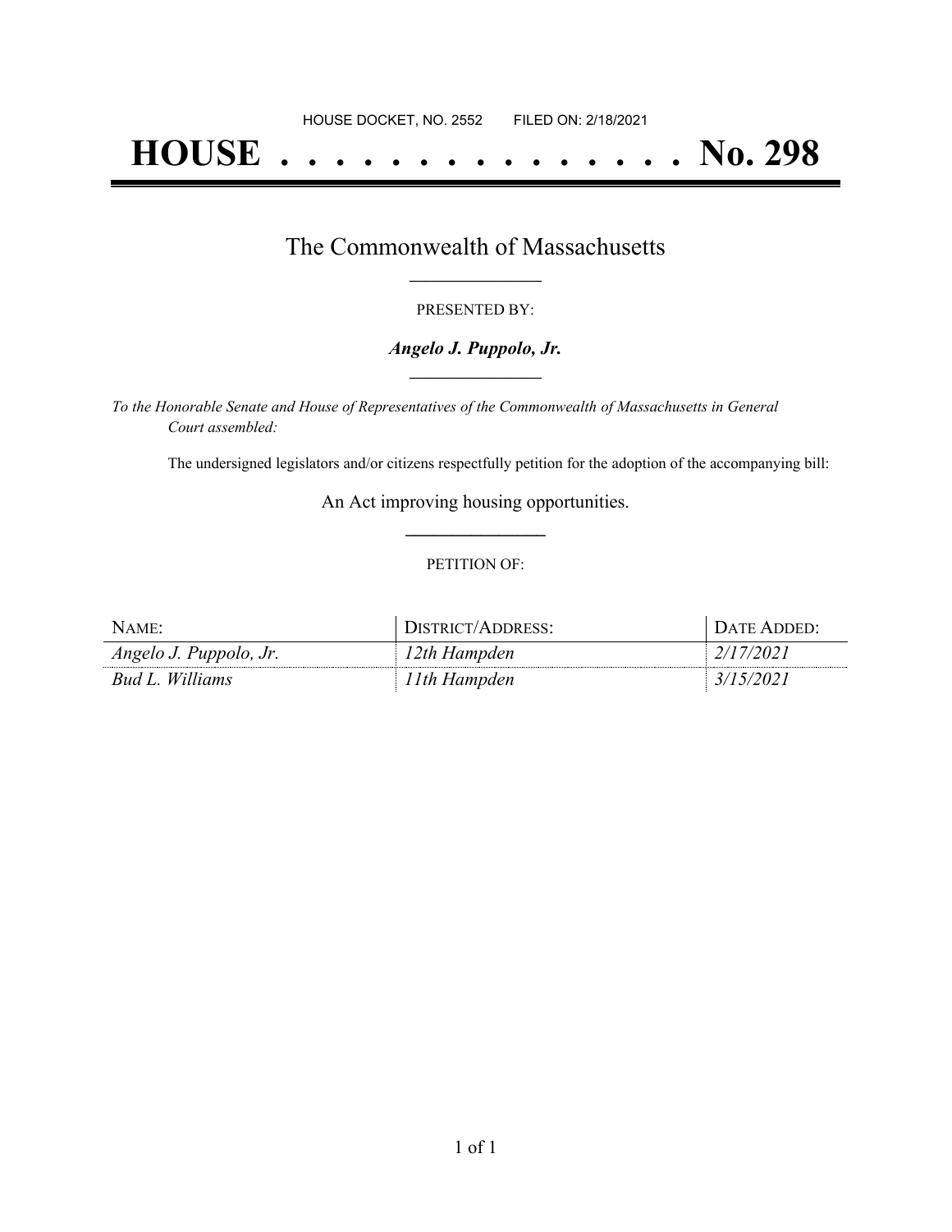HOUSE DOCKET, NO. 2552 FILED ON: 2/18/2021

# HOUSE . . . . . . . . . . . . . . . No. 298

## The Commonwealth of Massachusetts

PRESENTED BY:

***Angelo J. Puppolo, Jr.***

*To the Honorable Senate and House of Representatives of the Commonwealth of Massachusetts in General Court assembled:*

The undersigned legislators and/or citizens respectfully petition for the adoption of the accompanying bill:

An Act improving housing opportunities.

PETITION OF:

| NAME: | DISTRICT/ADDRESS: | DATE ADDED: |
| --- | --- | --- |
| *Angelo J. Puppolo, Jr.* | *12th Hampden* | *2/17/2021* |
| *Bud L. Williams* | *11th Hampden* | *3/15/2021* |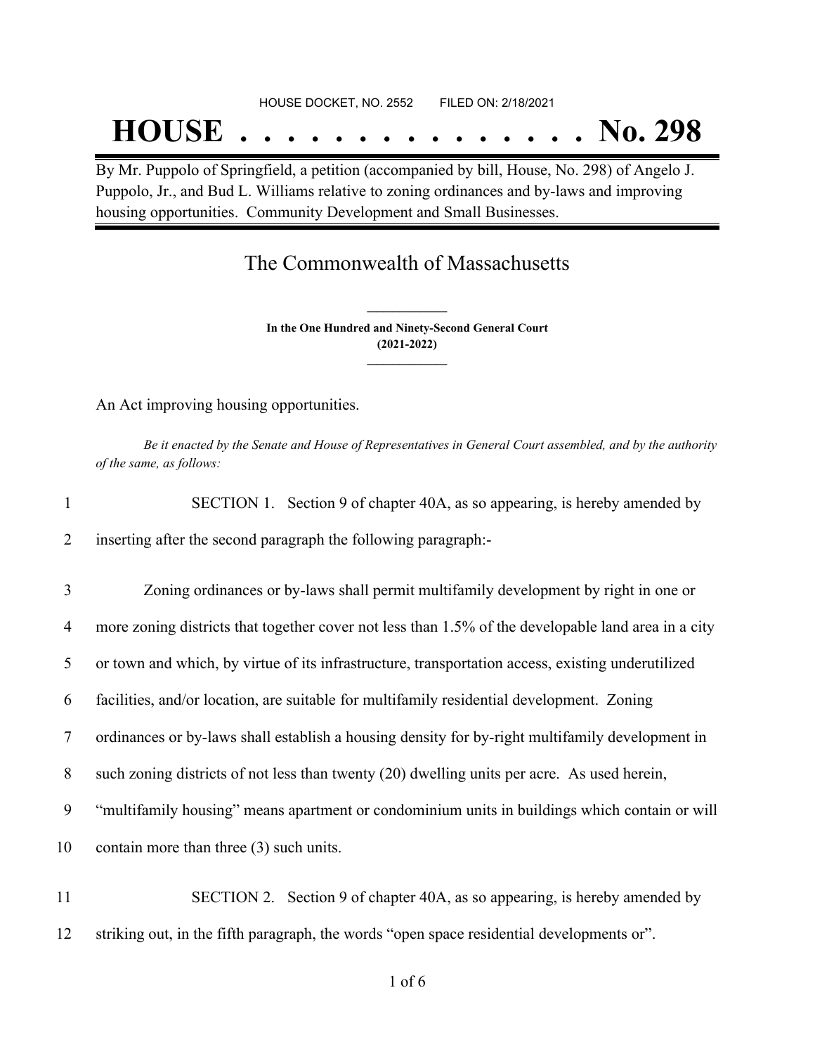HOUSE DOCKET, NO. 2552 FILED ON: 2/18/2021

# HOUSE . . . . . . . . . . . . . . . No. 298

By Mr. Puppolo of Springfield, a petition (accompanied by bill, House, No. 298) of Angelo J. Puppolo, Jr., and Bud L. Williams relative to zoning ordinances and by-laws and improving housing opportunities. Community Development and Small Businesses.

## The Commonwealth of Massachusetts

**In the One Hundred and Ninety-Second General Court**
**(2021-2022)**

An Act improving housing opportunities.

*Be it enacted by the Senate and House of Representatives in General Court assembled, and by the authority of the same, as follows:*

1 SECTION 1. Section 9 of chapter 40A, as so appearing, is hereby amended by
2 inserting after the second paragraph the following paragraph:-

3 Zoning ordinances or by-laws shall permit multifamily development by right in one or
4 more zoning districts that together cover not less than 1.5% of the developable land area in a city
5 or town and which, by virtue of its infrastructure, transportation access, existing underutilized
6 facilities, and/or location, are suitable for multifamily residential development. Zoning
7 ordinances or by-laws shall establish a housing density for by-right multifamily development in
8 such zoning districts of not less than twenty (20) dwelling units per acre. As used herein,
9 "multifamily housing" means apartment or condominium units in buildings which contain or will
10 contain more than three (3) such units.

11 SECTION 2. Section 9 of chapter 40A, as so appearing, is hereby amended by
12 striking out, in the fifth paragraph, the words "open space residential developments or".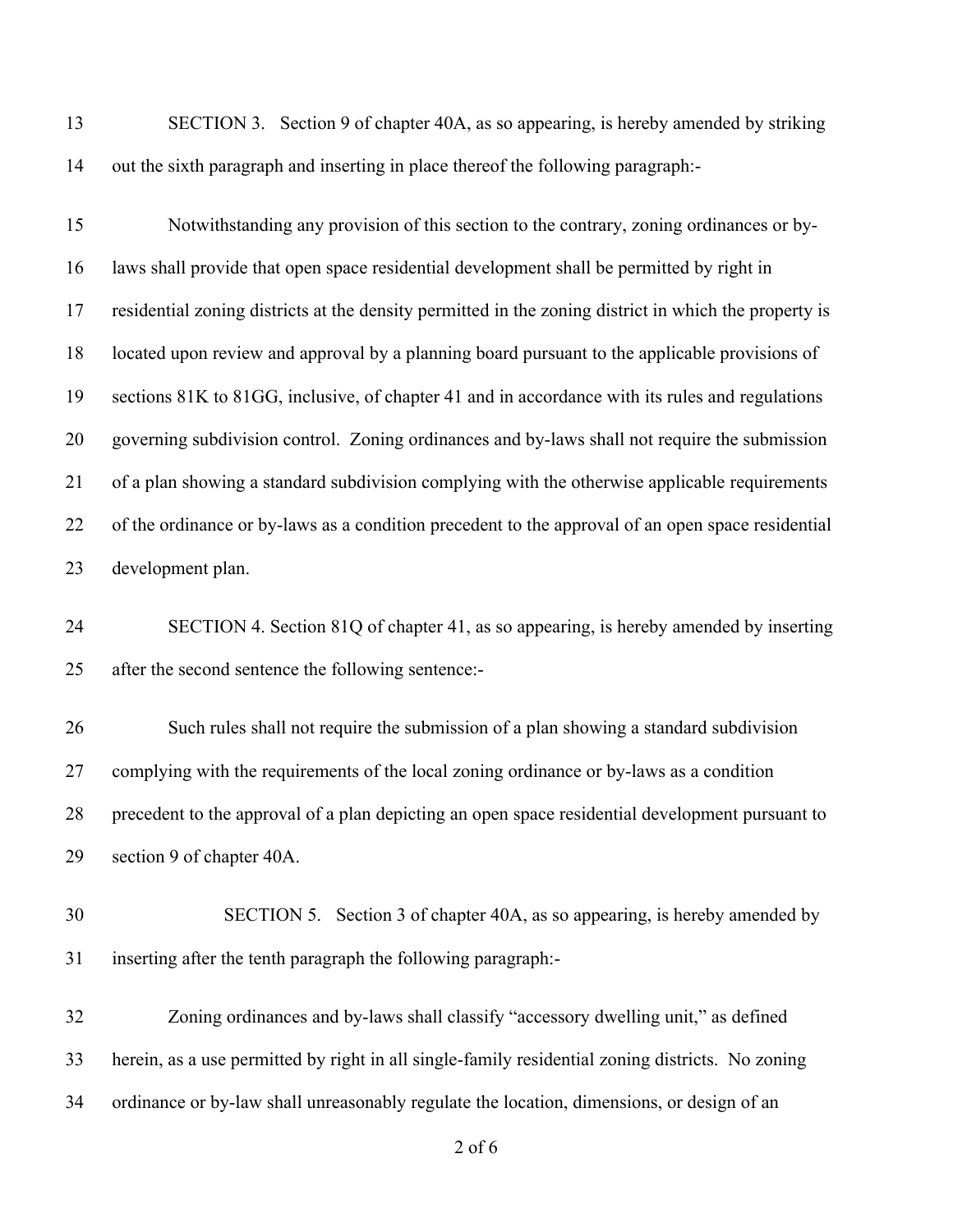SECTION 3. Section 9 of chapter 40A, as so appearing, is hereby amended by striking out the sixth paragraph and inserting in place thereof the following paragraph:-

Notwithstanding any provision of this section to the contrary, zoning ordinances or by-laws shall provide that open space residential development shall be permitted by right in residential zoning districts at the density permitted in the zoning district in which the property is located upon review and approval by a planning board pursuant to the applicable provisions of sections 81K to 81GG, inclusive, of chapter 41 and in accordance with its rules and regulations governing subdivision control. Zoning ordinances and by-laws shall not require the submission of a plan showing a standard subdivision complying with the otherwise applicable requirements of the ordinance or by-laws as a condition precedent to the approval of an open space residential development plan.

SECTION 4. Section 81Q of chapter 41, as so appearing, is hereby amended by inserting after the second sentence the following sentence:-

Such rules shall not require the submission of a plan showing a standard subdivision complying with the requirements of the local zoning ordinance or by-laws as a condition precedent to the approval of a plan depicting an open space residential development pursuant to section 9 of chapter 40A.

SECTION 5. Section 3 of chapter 40A, as so appearing, is hereby amended by inserting after the tenth paragraph the following paragraph:-

Zoning ordinances and by-laws shall classify "accessory dwelling unit," as defined herein, as a use permitted by right in all single-family residential zoning districts. No zoning ordinance or by-law shall unreasonably regulate the location, dimensions, or design of an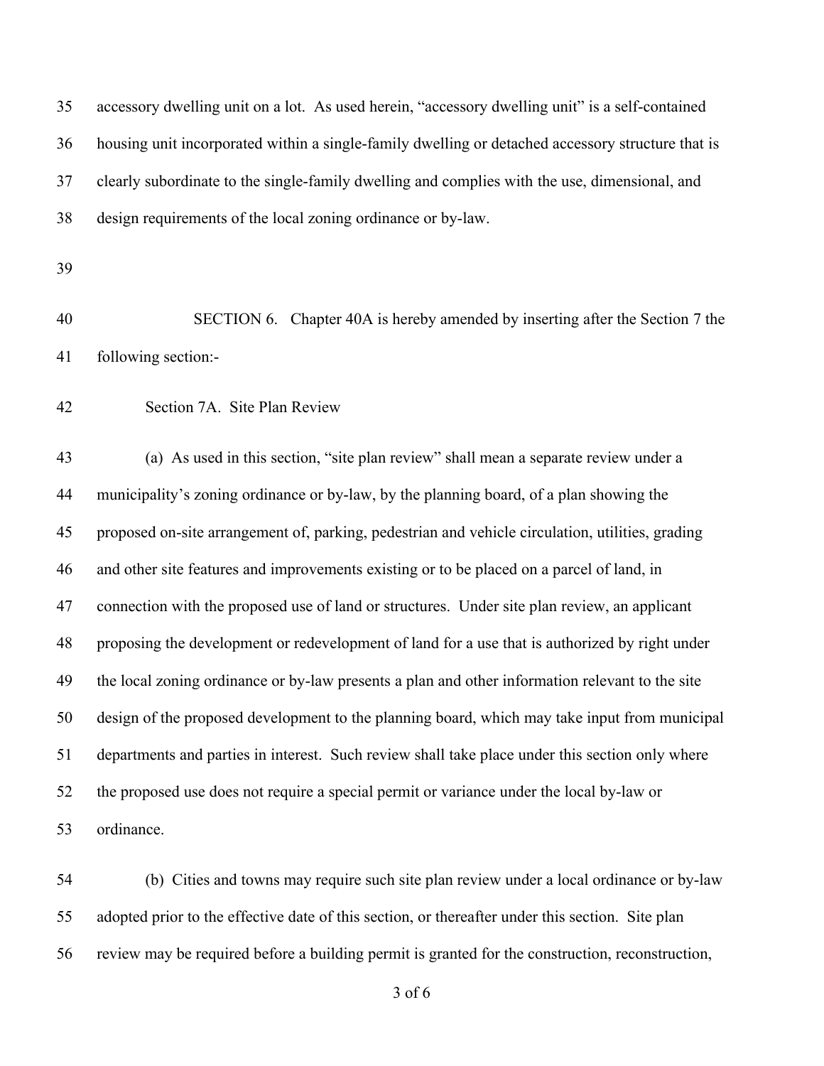accessory dwelling unit on a lot. As used herein, "accessory dwelling unit" is a self-contained housing unit incorporated within a single-family dwelling or detached accessory structure that is clearly subordinate to the single-family dwelling and complies with the use, dimensional, and design requirements of the local zoning ordinance or by-law.

SECTION 6. Chapter 40A is hereby amended by inserting after the Section 7 the following section:-

Section 7A. Site Plan Review

(a) As used in this section, "site plan review" shall mean a separate review under a municipality's zoning ordinance or by-law, by the planning board, of a plan showing the proposed on-site arrangement of, parking, pedestrian and vehicle circulation, utilities, grading and other site features and improvements existing or to be placed on a parcel of land, in connection with the proposed use of land or structures. Under site plan review, an applicant proposing the development or redevelopment of land for a use that is authorized by right under the local zoning ordinance or by-law presents a plan and other information relevant to the site design of the proposed development to the planning board, which may take input from municipal departments and parties in interest. Such review shall take place under this section only where the proposed use does not require a special permit or variance under the local by-law or ordinance.

(b) Cities and towns may require such site plan review under a local ordinance or by-law adopted prior to the effective date of this section, or thereafter under this section. Site plan review may be required before a building permit is granted for the construction, reconstruction,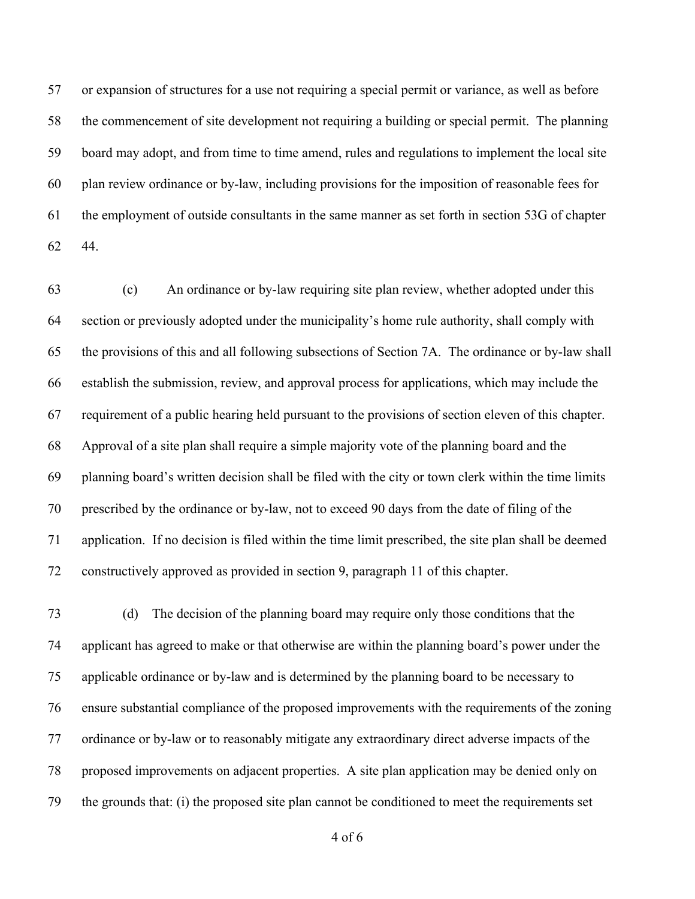or expansion of structures for a use not requiring a special permit or variance, as well as before the commencement of site development not requiring a building or special permit. The planning board may adopt, and from time to time amend, rules and regulations to implement the local site plan review ordinance or by-law, including provisions for the imposition of reasonable fees for the employment of outside consultants in the same manner as set forth in section 53G of chapter 44.

(c) An ordinance or by-law requiring site plan review, whether adopted under this section or previously adopted under the municipality's home rule authority, shall comply with the provisions of this and all following subsections of Section 7A. The ordinance or by-law shall establish the submission, review, and approval process for applications, which may include the requirement of a public hearing held pursuant to the provisions of section eleven of this chapter. Approval of a site plan shall require a simple majority vote of the planning board and the planning board's written decision shall be filed with the city or town clerk within the time limits prescribed by the ordinance or by-law, not to exceed 90 days from the date of filing of the application. If no decision is filed within the time limit prescribed, the site plan shall be deemed constructively approved as provided in section 9, paragraph 11 of this chapter.

(d) The decision of the planning board may require only those conditions that the applicant has agreed to make or that otherwise are within the planning board's power under the applicable ordinance or by-law and is determined by the planning board to be necessary to ensure substantial compliance of the proposed improvements with the requirements of the zoning ordinance or by-law or to reasonably mitigate any extraordinary direct adverse impacts of the proposed improvements on adjacent properties. A site plan application may be denied only on the grounds that: (i) the proposed site plan cannot be conditioned to meet the requirements set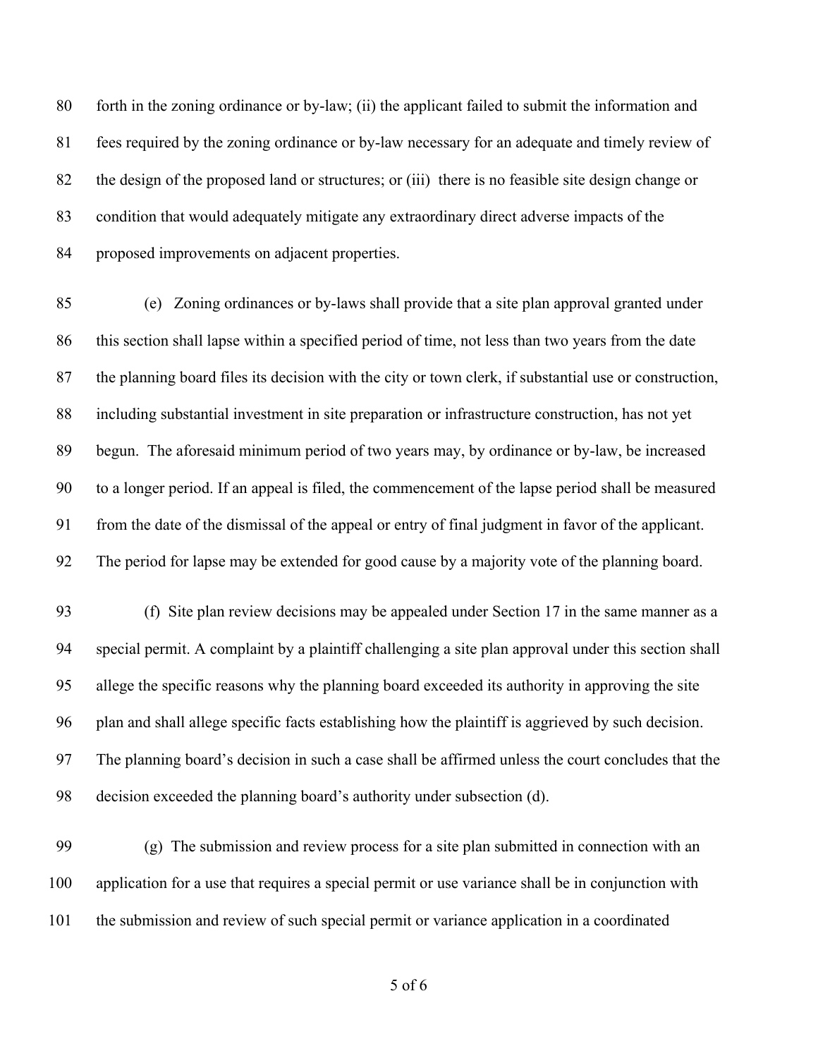forth in the zoning ordinance or by-law; (ii) the applicant failed to submit the information and fees required by the zoning ordinance or by-law necessary for an adequate and timely review of the design of the proposed land or structures; or (iii) there is no feasible site design change or condition that would adequately mitigate any extraordinary direct adverse impacts of the proposed improvements on adjacent properties.

(e) Zoning ordinances or by-laws shall provide that a site plan approval granted under this section shall lapse within a specified period of time, not less than two years from the date the planning board files its decision with the city or town clerk, if substantial use or construction, including substantial investment in site preparation or infrastructure construction, has not yet begun. The aforesaid minimum period of two years may, by ordinance or by-law, be increased to a longer period. If an appeal is filed, the commencement of the lapse period shall be measured from the date of the dismissal of the appeal or entry of final judgment in favor of the applicant. The period for lapse may be extended for good cause by a majority vote of the planning board.

(f) Site plan review decisions may be appealed under Section 17 in the same manner as a special permit. A complaint by a plaintiff challenging a site plan approval under this section shall allege the specific reasons why the planning board exceeded its authority in approving the site plan and shall allege specific facts establishing how the plaintiff is aggrieved by such decision. The planning board's decision in such a case shall be affirmed unless the court concludes that the decision exceeded the planning board's authority under subsection (d).

(g) The submission and review process for a site plan submitted in connection with an application for a use that requires a special permit or use variance shall be in conjunction with the submission and review of such special permit or variance application in a coordinated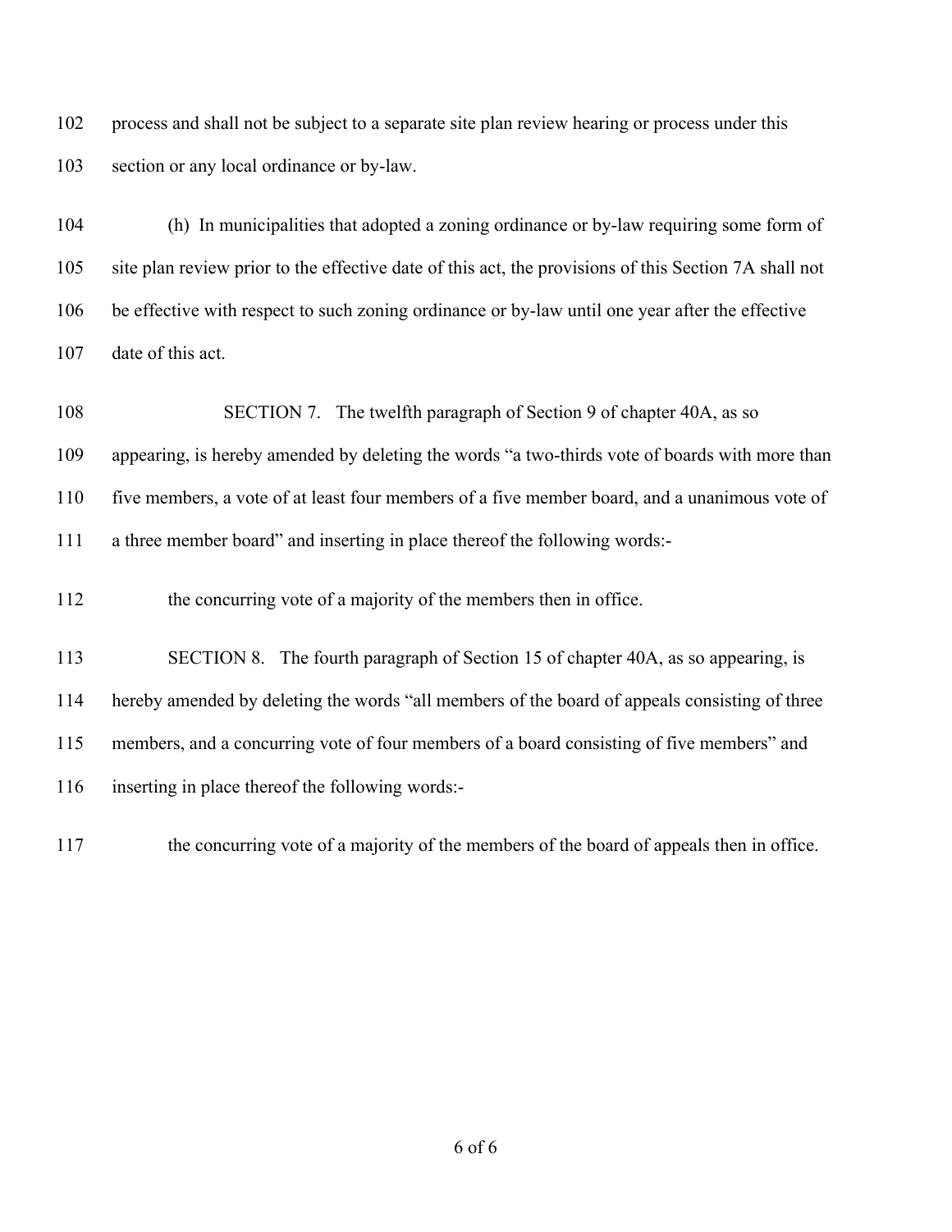process and shall not be subject to a separate site plan review hearing or process under this section or any local ordinance or by-law.

(h) In municipalities that adopted a zoning ordinance or by-law requiring some form of site plan review prior to the effective date of this act, the provisions of this Section 7A shall not be effective with respect to such zoning ordinance or by-law until one year after the effective date of this act.

SECTION 7. The twelfth paragraph of Section 9 of chapter 40A, as so appearing, is hereby amended by deleting the words "a two-thirds vote of boards with more than five members, a vote of at least four members of a five member board, and a unanimous vote of a three member board" and inserting in place thereof the following words:-

the concurring vote of a majority of the members then in office.

SECTION 8. The fourth paragraph of Section 15 of chapter 40A, as so appearing, is hereby amended by deleting the words "all members of the board of appeals consisting of three members, and a concurring vote of four members of a board consisting of five members" and inserting in place thereof the following words:-

the concurring vote of a majority of the members of the board of appeals then in office.